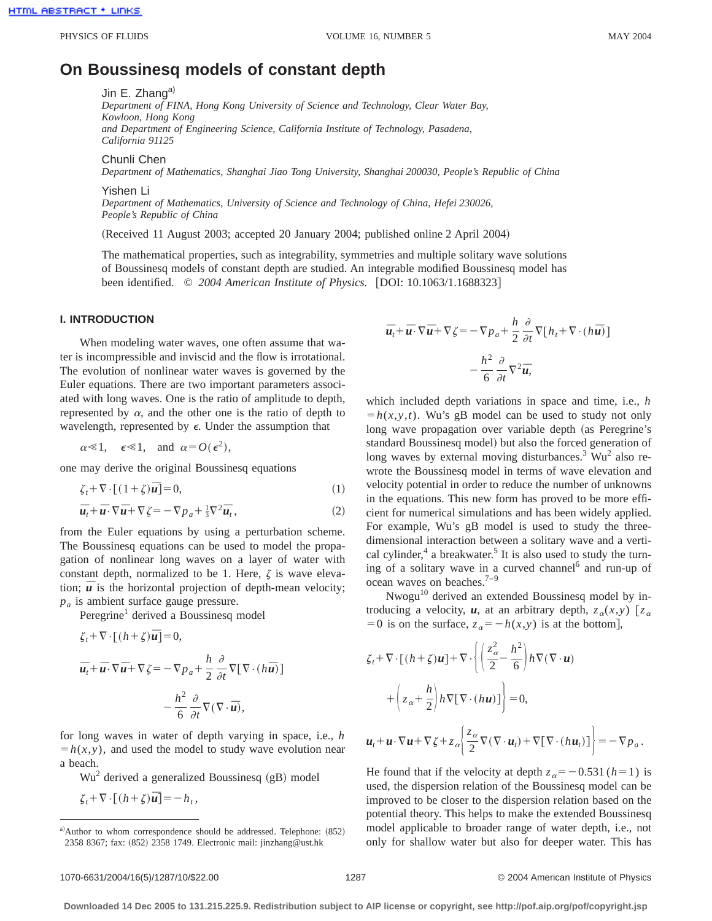# On Boussinesq models of constant depth

Jin E. Zhang[a)]
*Department of FINA, Hong Kong University of Science and Technology, Clear Water Bay, Kowloon, Hong Kong and Department of Engineering Science, California Institute of Technology, Pasadena, California 91125*

Chunli Chen
*Department of Mathematics, Shanghai Jiao Tong University, Shanghai 200030, People's Republic of China*

Yishen Li
*Department of Mathematics, University of Science and Technology of China, Hefei 230026, People's Republic of China*

(Received 11 August 2003; accepted 20 January 2004; published online 2 April 2004)

The mathematical properties, such as integrability, symmetries and multiple solitary wave solutions of Boussinesq models of constant depth are studied. An integrable modified Boussinesq model has been identified. © *2004 American Institute of Physics.* [DOI: 10.1063/1.1688323]

## I. INTRODUCTION

When modeling water waves, one often assume that water is incompressible and inviscid and the flow is irrotational. The evolution of nonlinear water waves is governed by the Euler equations. There are two important parameters associated with long waves. One is the ratio of amplitude to depth, represented by $\alpha$, and the other one is the ratio of depth to wavelength, represented by $\epsilon$. Under the assumption that

$$\alpha \ll 1, \quad \epsilon \ll 1, \quad \text{and} \quad \alpha = O(\epsilon^2),$$

one may derive the original Boussinesq equations

$$\zeta_t + \nabla \cdot [(1+\zeta)\bar{\boldsymbol{u}}] = 0, \tag{1}$$

$$\bar{\boldsymbol{u}}_t + \bar{\boldsymbol{u}} \cdot \nabla \bar{\boldsymbol{u}} + \nabla \zeta = -\nabla p_a + \tfrac{1}{3}\nabla^2 \bar{\boldsymbol{u}}_t, \tag{2}$$

from the Euler equations by using a perturbation scheme. The Boussinesq equations can be used to model the propagation of nonlinear long waves on a layer of water with constant depth, normalized to be 1. Here, $\zeta$ is wave elevation; $\bar{\boldsymbol{u}}$ is the horizontal projection of depth-mean velocity; $p_a$ is ambient surface gauge pressure.

Peregrine[1] derived a Boussinesq model

$$\zeta_t + \nabla \cdot [(h+\zeta)\bar{\boldsymbol{u}}] = 0,$$

$$\bar{\boldsymbol{u}}_t + \bar{\boldsymbol{u}} \cdot \nabla \bar{\boldsymbol{u}} + \nabla \zeta = -\nabla p_a + \frac{h}{2}\frac{\partial}{\partial t}\nabla[\nabla \cdot (h\bar{\boldsymbol{u}})] - \frac{h^2}{6}\frac{\partial}{\partial t}\nabla(\nabla \cdot \bar{\boldsymbol{u}}),$$

for long waves in water of depth varying in space, i.e., $h = h(x,y)$, and used the model to study wave evolution near a beach.

Wu[2] derived a generalized Boussinesq (gB) model

$$\zeta_t + \nabla \cdot [(h+\zeta)\bar{\boldsymbol{u}}] = -h_t,$$

$$\bar{\boldsymbol{u}}_t + \bar{\boldsymbol{u}} \cdot \nabla \bar{\boldsymbol{u}} + \nabla \zeta = -\nabla p_a + \frac{h}{2}\frac{\partial}{\partial t}\nabla[h_t + \nabla \cdot (h\bar{\boldsymbol{u}})] - \frac{h^2}{6}\frac{\partial}{\partial t}\nabla^2 \bar{\boldsymbol{u}},$$

which included depth variations in space and time, i.e., $h = h(x,y,t)$. Wu's gB model can be used to study not only long wave propagation over variable depth (as Peregrine's standard Boussinesq model) but also the forced generation of long waves by external moving disturbances.[3] Wu[2] also rewrote the Boussinesq model in terms of wave elevation and velocity potential in order to reduce the number of unknowns in the equations. This new form has proved to be more efficient for numerical simulations and has been widely applied. For example, Wu's gB model is used to study the three-dimensional interaction between a solitary wave and a vertical cylinder,[4] a breakwater.[5] It is also used to study the turning of a solitary wave in a curved channel[6] and run-up of ocean waves on beaches.[7–9]

Nwogu[10] derived an extended Boussinesq model by introducing a velocity, $\boldsymbol{u}$, at an arbitrary depth, $z_\alpha(x,y)$ [$z_\alpha = 0$ is on the surface, $z_\alpha = -h(x,y)$ is at the bottom],

$$\zeta_t + \nabla \cdot [(h+\zeta)\boldsymbol{u}] + \nabla \cdot \left\{ \left( \frac{z_\alpha^2}{2} - \frac{h^2}{6} \right) h \nabla(\nabla \cdot \boldsymbol{u}) + \left( z_\alpha + \frac{h}{2} \right) h \nabla[\nabla \cdot (h\boldsymbol{u})] \right\} = 0,$$

$$\boldsymbol{u}_t + \boldsymbol{u} \cdot \nabla \boldsymbol{u} + \nabla \zeta + z_\alpha \left\{ \frac{z_\alpha}{2} \nabla(\nabla \cdot \boldsymbol{u}_t) + \nabla[\nabla \cdot (h\boldsymbol{u}_t)] \right\} = -\nabla p_a.$$

He found that if the velocity at depth $z_\alpha = -0.531\,(h=1)$ is used, the dispersion relation of the Boussinesq model can be improved to be closer to the dispersion relation based on the potential theory. This helps to make the extended Boussinesq model applicable to broader range of water depth, i.e., not only for shallow water but also for deeper water. This has

---

[a)] Author to whom correspondence should be addressed. Telephone: (852) 2358 8367; fax: (852) 2358 1749. Electronic mail: jinzhang@ust.hk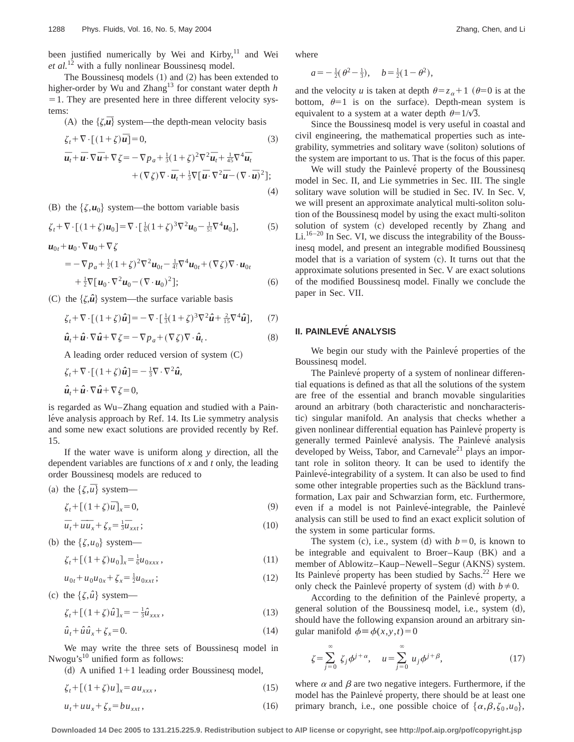been justified numerically by Wei and Kirby,[11] and Wei *et al.*[12] with a fully nonlinear Boussinesq model.

The Boussinesq models (1) and (2) has been extended to higher-order by Wu and Zhang[13] for constant water depth $h=1$. They are presented here in three different velocity systems:

(A) the $\{\zeta,\overline{\boldsymbol{u}}\}$ system—the depth-mean velocity basis

$$\zeta_t+\nabla\cdot[(1+\zeta)\overline{\boldsymbol{u}}]=0, \tag{3}$$

$$\overline{\boldsymbol{u}}_t+\overline{\boldsymbol{u}}\cdot\nabla\overline{\boldsymbol{u}}+\nabla\zeta=-\nabla p_a+\tfrac{1}{3}(1+\zeta)^2\nabla^2\overline{\boldsymbol{u}}_t+\tfrac{1}{45}\nabla^4\overline{\boldsymbol{u}}_t+(\nabla\zeta)\nabla\cdot\overline{\boldsymbol{u}}_t+\tfrac{1}{3}\nabla[\overline{\boldsymbol{u}}\cdot\nabla^2\overline{\boldsymbol{u}}-(\nabla\cdot\overline{\boldsymbol{u}})^2]; \tag{4}$$

(B) the $\{\zeta,\boldsymbol{u}_0\}$ system—the bottom variable basis

$$\zeta_t+\nabla\cdot[(1+\zeta)\boldsymbol{u}_0]=\nabla\cdot[\tfrac{1}{6}(1+\zeta)^3\nabla^2\boldsymbol{u}_0-\tfrac{1}{5!}\nabla^4\boldsymbol{u}_0], \tag{5}$$

$$\boldsymbol{u}_{0t}+\boldsymbol{u}_0\cdot\nabla\boldsymbol{u}_0+\nabla\zeta=-\nabla p_a+\tfrac{1}{2}(1+\zeta)^2\nabla^2\boldsymbol{u}_{0t}-\tfrac{1}{4!}\nabla^4\boldsymbol{u}_{0t}+(\nabla\zeta)\nabla\cdot\boldsymbol{u}_{0t}+\tfrac{1}{2}\nabla[\boldsymbol{u}_0\cdot\nabla^2\boldsymbol{u}_0-(\nabla\cdot\boldsymbol{u}_0)^2]; \tag{6}$$

(C) the $\{\zeta,\hat{\boldsymbol{u}}\}$ system—the surface variable basis

$$\zeta_t+\nabla\cdot[(1+\zeta)\hat{\boldsymbol{u}}]=-\nabla\cdot[\tfrac{1}{3}(1+\zeta)^3\nabla^2\hat{\boldsymbol{u}}+\tfrac{2}{15}\nabla^4\hat{\boldsymbol{u}}], \tag{7}$$

$$\hat{\boldsymbol{u}}_t+\hat{\boldsymbol{u}}\cdot\nabla\hat{\boldsymbol{u}}+\nabla\zeta=-\nabla p_a+(\nabla\zeta)\nabla\cdot\hat{\boldsymbol{u}}_t. \tag{8}$$

A leading order reduced version of system (C)

$$\zeta_t+\nabla\cdot[(1+\zeta)\hat{\boldsymbol{u}}]=-\tfrac{1}{3}\nabla\cdot\nabla^2\hat{\boldsymbol{u}},$$

$$\hat{\boldsymbol{u}}_t+\hat{\boldsymbol{u}}\cdot\nabla\hat{\boldsymbol{u}}+\nabla\zeta=0,$$

is regarded as Wu–Zhang equation and studied with a Painléve analysis approach by Ref. 14. Its Lie symmetry analysis and some new exact solutions are provided recently by Ref. 15.

If the water wave is uniform along $y$ direction, all the dependent variables are functions of $x$ and $t$ only, the leading order Boussinesq models are reduced to

(a) the $\{\zeta,\overline{u}\}$ system—

$$\zeta_t+[(1+\zeta)\overline{u}]_x=0, \tag{9}$$

$$\overline{u}_t+\overline{u}\,\overline{u}_x+\zeta_x=\tfrac{1}{3}\overline{u}_{xxt}; \tag{10}$$

(b) the $\{\zeta,u_0\}$ system—

$$\zeta_t+[(1+\zeta)u_0]_x=\tfrac{1}{6}u_{0xxx}, \tag{11}$$

$$u_{0t}+u_0u_{0x}+\zeta_x=\tfrac{1}{2}u_{0xxt}; \tag{12}$$

(c) the $\{\zeta,\hat{u}\}$ system—

$$\zeta_t+[(1+\zeta)\hat{u}]_x=-\tfrac{1}{3}\hat{u}_{xxx}, \tag{13}$$

$$\hat{u}_t+\hat{u}\hat{u}_x+\zeta_x=0. \tag{14}$$

We may write the three sets of Boussinesq model in Nwogu's[10] unified form as follows:

(d) A unified 1+1 leading order Boussinesq model,

$$\zeta_t+[(1+\zeta)u]_x=au_{xxx}, \tag{15}$$

$$u_t+uu_x+\zeta_x=bu_{xxt}, \tag{16}$$

where

$$a=-\tfrac{1}{2}(\theta^2-\tfrac{1}{3}),\quad b=\tfrac{1}{2}(1-\theta^2),$$

and the velocity $u$ is taken at depth $\theta=z_\alpha+1$ ($\theta=0$ is at the bottom, $\theta=1$ is on the surface). Depth-mean system is equivalent to a system at a water depth $\theta=1/\sqrt{3}$.

Since the Boussinesq model is very useful in coastal and civil engineering, the mathematical properties such as integrability, symmetries and solitary wave (soliton) solutions of the system are important to us. That is the focus of this paper.

We will study the Painlevé property of the Boussinesq model in Sec. II, and Lie symmetries in Sec. III. The single solitary wave solution will be studied in Sec. IV. In Sec. V, we will present an approximate analytical multi-soliton solution of the Boussinesq model by using the exact multi-soliton solution of system (c) developed recently by Zhang and Li.[16–20] In Sec. VI, we discuss the integrability of the Boussinesq model, and present an integrable modified Boussinesq model that is a variation of system (c). It turns out that the approximate solutions presented in Sec. V are exact solutions of the modified Boussinesq model. Finally we conclude the paper in Sec. VII.

## II. PAINLEVÉ ANALYSIS

We begin our study with the Painlevé properties of the Boussinesq model.

The Painlevé property of a system of nonlinear differential equations is defined as that all the solutions of the system are free of the essential and branch movable singularities around an arbitrary (both characteristic and noncharacteristic) singular manifold. An analysis that checks whether a given nonlinear differential equation has Painlevé property is generally termed Painlevé analysis. The Painlevé analysis developed by Weiss, Tabor, and Carnevale[21] plays an important role in soliton theory. It can be used to identify the Painlevé-integrability of a system. It can also be used to find some other integrable properties such as the Bäcklund transformation, Lax pair and Schwarzian form, etc. Furthermore, even if a model is not Painlevé-integrable, the Painlevé analysis can still be used to find an exact explicit solution of the system in some particular forms.

The system (c), i.e., system (d) with $b=0$, is known to be integrable and equivalent to Broer–Kaup (BK) and a member of Ablowitz–Kaup–Newell–Segur (AKNS) system. Its Painlevé property has been studied by Sachs.[22] Here we only check the Painlevé property of system (d) with $b\neq 0$.

According to the definition of the Painlevé property, a general solution of the Boussinesq model, i.e., system (d), should have the following expansion around an arbitrary singular manifold $\phi\equiv\phi(x,y,t)=0$

$$\zeta=\sum_{j=0}^{\infty}\zeta_j\phi^{j+\alpha},\quad u=\sum_{j=0}^{\infty}u_j\phi^{j+\beta}, \tag{17}$$

where $\alpha$ and $\beta$ are two negative integers. Furthermore, if the model has the Painlevé property, there should be at least one primary branch, i.e., one possible choice of $\{\alpha,\beta,\zeta_0,u_0\}$,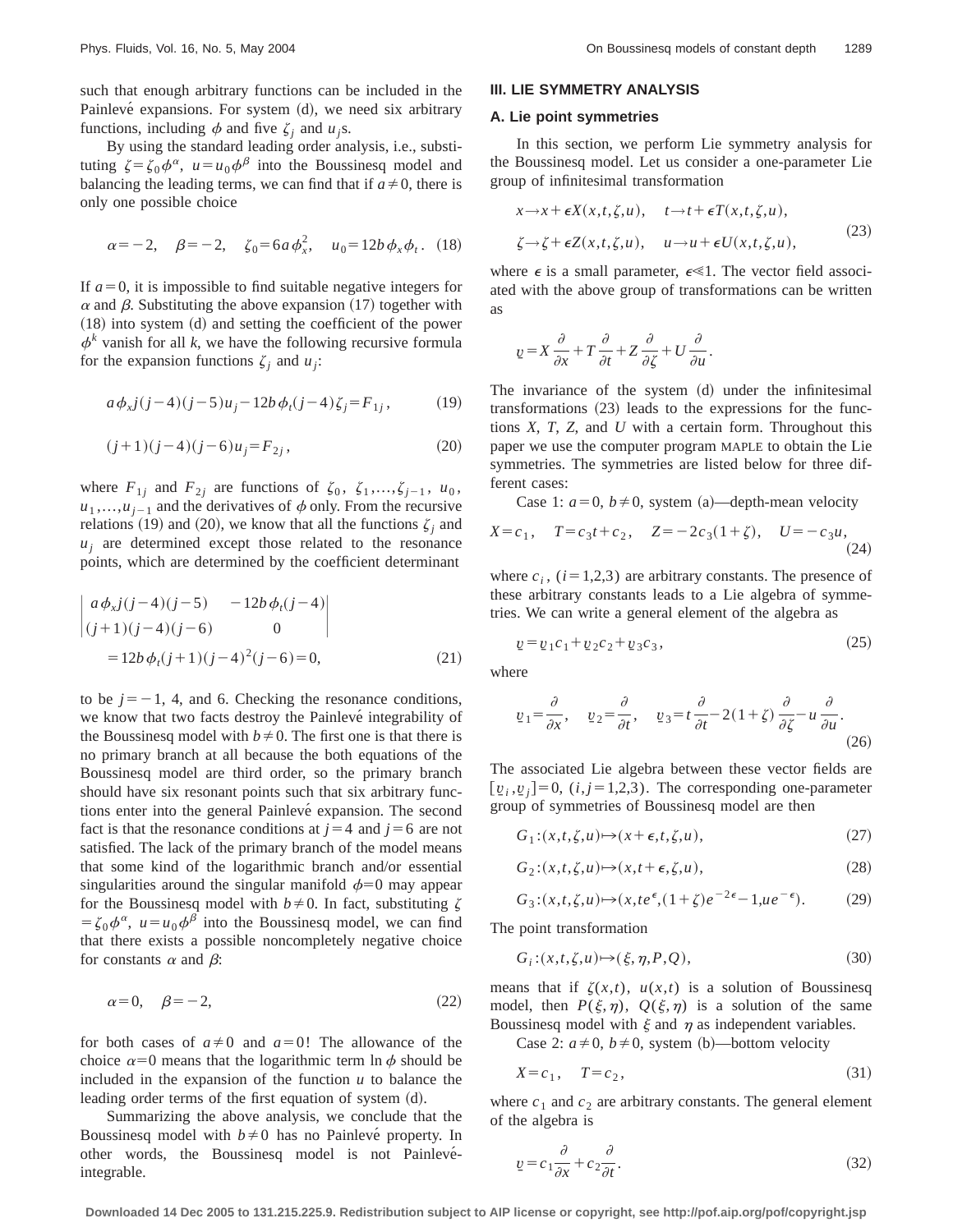such that enough arbitrary functions can be included in the Painlevé expansions. For system (d), we need six arbitrary functions, including $\phi$ and five $\zeta_j$ and $u_j$s.

By using the standard leading order analysis, i.e., substituting $\zeta=\zeta_0\phi^{\alpha}$, $u=u_0\phi^{\beta}$ into the Boussinesq model and balancing the leading terms, we can find that if $a\neq 0$, there is only one possible choice

$$\alpha=-2, \quad \beta=-2, \quad \zeta_0=6a\phi_x^2, \quad u_0=12b\phi_x\phi_t. \quad (18)$$

If $a=0$, it is impossible to find suitable negative integers for $\alpha$ and $\beta$. Substituting the above expansion (17) together with (18) into system (d) and setting the coefficient of the power $\phi^k$ vanish for all $k$, we have the following recursive formula for the expansion functions $\zeta_j$ and $u_j$:

$$a\phi_x j(j-4)(j-5)u_j-12b\phi_t(j-4)\zeta_j=F_{1j}, \quad (19)$$

$$(j+1)(j-4)(j-6)u_j=F_{2j}, \quad (20)$$

where $F_{1j}$ and $F_{2j}$ are functions of $\zeta_0$, $\zeta_1,\ldots,\zeta_{j-1}$, $u_0$, $u_1,\ldots,u_{j-1}$ and the derivatives of $\phi$ only. From the recursive relations (19) and (20), we know that all the functions $\zeta_j$ and $u_j$ are determined except those related to the resonance points, which are determined by the coefficient determinant

$$\begin{vmatrix} a\phi_x j(j-4)(j-5) & -12b\phi_t(j-4) \\ (j+1)(j-4)(j-6) & 0 \end{vmatrix} = 12b\phi_t(j+1)(j-4)^2(j-6)=0, \quad (21)$$

to be $j=-1$, 4, and 6. Checking the resonance conditions, we know that two facts destroy the Painlevé integrability of the Boussinesq model with $b\neq 0$. The first one is that there is no primary branch at all because the both equations of the Boussinesq model are third order, so the primary branch should have six resonant points such that six arbitrary functions enter into the general Painlevé expansion. The second fact is that the resonance conditions at $j=4$ and $j=6$ are not satisfied. The lack of the primary branch of the model means that some kind of the logarithmic branch and/or essential singularities around the singular manifold $\phi=0$ may appear for the Boussinesq model with $b\neq 0$. In fact, substituting $\zeta=\zeta_0\phi^{\alpha}$, $u=u_0\phi^{\beta}$ into the Boussinesq model, we can find that there exists a possible noncompletely negative choice for constants $\alpha$ and $\beta$:

$$\alpha=0, \quad \beta=-2, \quad (22)$$

for both cases of $a\neq 0$ and $a=0$! The allowance of the choice $\alpha=0$ means that the logarithmic term $\ln\phi$ should be included in the expansion of the function $u$ to balance the leading order terms of the first equation of system (d).

Summarizing the above analysis, we conclude that the Boussinesq model with $b\neq 0$ has no Painlevé property. In other words, the Boussinesq model is not Painlevé-integrable.

## III. LIE SYMMETRY ANALYSIS

### A. Lie point symmetries

In this section, we perform Lie symmetry analysis for the Boussinesq model. Let us consider a one-parameter Lie group of infinitesimal transformation

$$\begin{aligned} &x\rightarrow x+\epsilon X(x,t,\zeta,u), \quad t\rightarrow t+\epsilon T(x,t,\zeta,u), \\ &\zeta\rightarrow\zeta+\epsilon Z(x,t,\zeta,u), \quad u\rightarrow u+\epsilon U(x,t,\zeta,u), \end{aligned} \quad (23)$$

where $\epsilon$ is a small parameter, $\epsilon\ll 1$. The vector field associated with the above group of transformations can be written as

$$\underline{v}=X\frac{\partial}{\partial x}+T\frac{\partial}{\partial t}+Z\frac{\partial}{\partial\zeta}+U\frac{\partial}{\partial u}.$$

The invariance of the system (d) under the infinitesimal transformations (23) leads to the expressions for the functions $X$, $T$, $Z$, and $U$ with a certain form. Throughout this paper we use the computer program MAPLE to obtain the Lie symmetries. The symmetries are listed below for three different cases:

Case 1: $a=0$, $b\neq 0$, system (a)—depth-mean velocity

$$X=c_1, \quad T=c_3t+c_2, \quad Z=-2c_3(1+\zeta), \quad U=-c_3u, \quad (24)$$

where $c_i$, $(i=1,2,3)$ are arbitrary constants. The presence of these arbitrary constants leads to a Lie algebra of symmetries. We can write a general element of the algebra as

$$\underline{v}=\underline{v}_1c_1+\underline{v}_2c_2+\underline{v}_3c_3, \quad (25)$$

where

$$\underline{v}_1=\frac{\partial}{\partial x}, \quad \underline{v}_2=\frac{\partial}{\partial t}, \quad \underline{v}_3=t\frac{\partial}{\partial t}-2(1+\zeta)\frac{\partial}{\partial\zeta}-u\frac{\partial}{\partial u}. \quad (26)$$

The associated Lie algebra between these vector fields are $[\underline{v}_i,\underline{v}_j]=0$, $(i,j=1,2,3)$. The corresponding one-parameter group of symmetries of Boussinesq model are then

$$G_1:(x,t,\zeta,u)\mapsto(x+\epsilon,t,\zeta,u), \quad (27)$$

$$G_2:(x,t,\zeta,u)\mapsto(x,t+\epsilon,\zeta,u), \quad (28)$$

$$G_3:(x,t,\zeta,u)\mapsto(x,te^{\epsilon},(1+\zeta)e^{-2\epsilon}-1,ue^{-\epsilon}). \quad (29)$$

The point transformation

$$G_i:(x,t,\zeta,u)\mapsto(\xi,\eta,P,Q), \quad (30)$$

means that if $\zeta(x,t)$, $u(x,t)$ is a solution of Boussinesq model, then $P(\xi,\eta)$, $Q(\xi,\eta)$ is a solution of the same Boussinesq model with $\xi$ and $\eta$ as independent variables.

Case 2: $a\neq 0$, $b\neq 0$, system (b)—bottom velocity

$$X=c_1, \quad T=c_2, \quad (31)$$

where $c_1$ and $c_2$ are arbitrary constants. The general element of the algebra is

$$\underline{v}=c_1\frac{\partial}{\partial x}+c_2\frac{\partial}{\partial t}. \quad (32)$$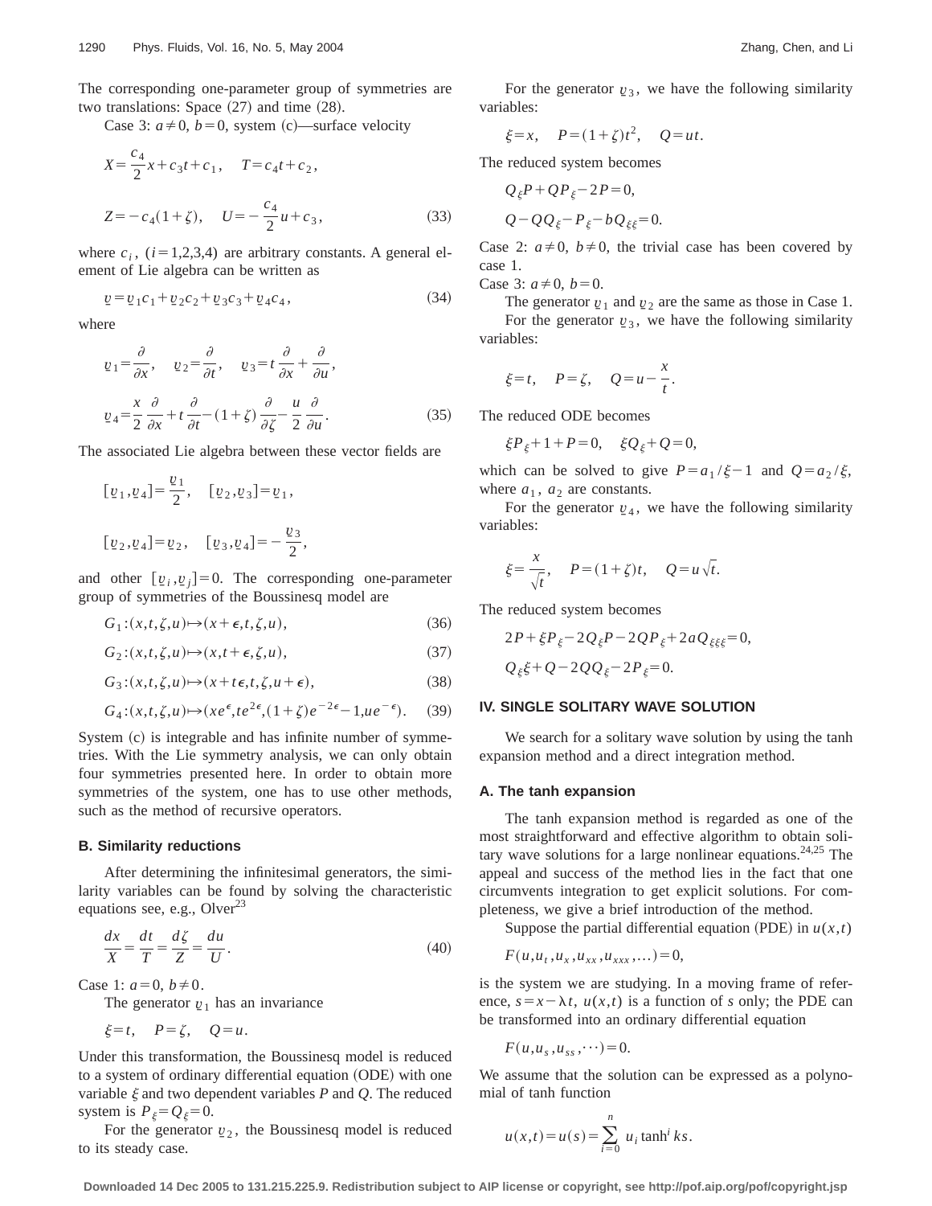The corresponding one-parameter group of symmetries are two translations: Space (27) and time (28).

Case 3: $a \neq 0$, $b=0$, system (c)—surface velocity

$$X=\frac{c_4}{2}x+c_3 t+c_1, \quad T=c_4 t+c_2,$$

$$Z=-c_4(1+\zeta), \quad U=-\frac{c_4}{2}u+c_3, \tag{33}$$

where $c_i$, $(i=1,2,3,4)$ are arbitrary constants. A general element of Lie algebra can be written as

$$\underline{v}=\underline{v}_1 c_1+\underline{v}_2 c_2+\underline{v}_3 c_3+\underline{v}_4 c_4, \tag{34}$$

where

$$\underline{v}_1=\frac{\partial}{\partial x}, \quad \underline{v}_2=\frac{\partial}{\partial t}, \quad \underline{v}_3=t\frac{\partial}{\partial x}+\frac{\partial}{\partial u},$$

$$\underline{v}_4=\frac{x}{2}\frac{\partial}{\partial x}+t\frac{\partial}{\partial t}-(1+\zeta)\frac{\partial}{\partial \zeta}-\frac{u}{2}\frac{\partial}{\partial u}. \tag{35}$$

The associated Lie algebra between these vector fields are

$$[\underline{v}_1,\underline{v}_4]=\frac{\underline{v}_1}{2}, \quad [\underline{v}_2,\underline{v}_3]=\underline{v}_1,$$

$$[\underline{v}_2,\underline{v}_4]=\underline{v}_2, \quad [\underline{v}_3,\underline{v}_4]=-\frac{\underline{v}_3}{2},$$

and other $[\underline{v}_i,\underline{v}_j]=0$. The corresponding one-parameter group of symmetries of the Boussinesq model are

$$G_1:(x,t,\zeta,u)\mapsto(x+\epsilon,t,\zeta,u), \tag{36}$$

$$G_2:(x,t,\zeta,u)\mapsto(x,t+\epsilon,\zeta,u), \tag{37}$$

$$G_3:(x,t,\zeta,u)\mapsto(x+t\epsilon,t,\zeta,u+\epsilon), \tag{38}$$

$$G_4:(x,t,\zeta,u)\mapsto(xe^{\epsilon},te^{2\epsilon},(1+\zeta)e^{-2\epsilon}-1,ue^{-\epsilon}). \tag{39}$$

System (c) is integrable and has infinite number of symmetries. With the Lie symmetry analysis, we can only obtain four symmetries presented here. In order to obtain more symmetries of the system, one has to use other methods, such as the method of recursive operators.

### B. Similarity reductions

After determining the infinitesimal generators, the similarity variables can be found by solving the characteristic equations see, e.g., Olver[23]

$$\frac{dx}{X}=\frac{dt}{T}=\frac{d\zeta}{Z}=\frac{du}{U}. \tag{40}$$

Case 1: $a=0$, $b\neq 0$.

The generator $\underline{v}_1$ has an invariance

$$\xi=t, \quad P=\zeta, \quad Q=u.$$

Under this transformation, the Boussinesq model is reduced to a system of ordinary differential equation (ODE) with one variable $\xi$ and two dependent variables $P$ and $Q$. The reduced system is $P_\xi=Q_\xi=0$.

For the generator $\underline{v}_2$, the Boussinesq model is reduced to its steady case.

For the generator $\underline{v}_3$, we have the following similarity variables:

$$\xi=x, \quad P=(1+\zeta)t^2, \quad Q=ut.$$

The reduced system becomes

$$Q_\xi P+QP_\xi-2P=0,$$

$$Q-QQ_\xi-P_\xi-bQ_{\xi\xi}=0.$$

Case 2: $a\neq 0$, $b\neq 0$, the trivial case has been covered by case 1.

Case 3: $a\neq 0$, $b=0$.

The generator $\underline{v}_1$ and $\underline{v}_2$ are the same as those in Case 1.

For the generator $\underline{v}_3$, we have the following similarity variables:

$$\xi=t, \quad P=\zeta, \quad Q=u-\frac{x}{t}.$$

The reduced ODE becomes

$$\xi P_\xi+1+P=0, \quad \xi Q_\xi+Q=0,$$

which can be solved to give $P=a_1/\xi-1$ and $Q=a_2/\xi$, where $a_1$, $a_2$ are constants.

For the generator $\underline{v}_4$, we have the following similarity variables:

$$\xi=\frac{x}{\sqrt{t}}, \quad P=(1+\zeta)t, \quad Q=u\sqrt{t}.$$

The reduced system becomes

$$2P+\xi P_\xi-2Q_\xi P-2QP_\xi+2aQ_{\xi\xi\xi}=0,$$

$$Q_\xi\xi+Q-2QQ_\xi-2P_\xi=0.$$

## IV. SINGLE SOLITARY WAVE SOLUTION

We search for a solitary wave solution by using the tanh expansion method and a direct integration method.

### A. The tanh expansion

The tanh expansion method is regarded as one of the most straightforward and effective algorithm to obtain solitary wave solutions for a large nonlinear equations.[24,25] The appeal and success of the method lies in the fact that one circumvents integration to get explicit solutions. For completeness, we give a brief introduction of the method.

Suppose the partial differential equation (PDE) in $u(x,t)$

$$F(u,u_t,u_x,u_{xx},u_{xxx},\ldots)=0,$$

is the system we are studying. In a moving frame of reference, $s=x-\lambda t$, $u(x,t)$ is a function of $s$ only; the PDE can be transformed into an ordinary differential equation

$$F(u,u_s,u_{ss},\cdots)=0.$$

We assume that the solution can be expressed as a polynomial of tanh function

$$u(x,t)=u(s)=\sum_{i=0}^{n} u_i \tanh^i ks.$$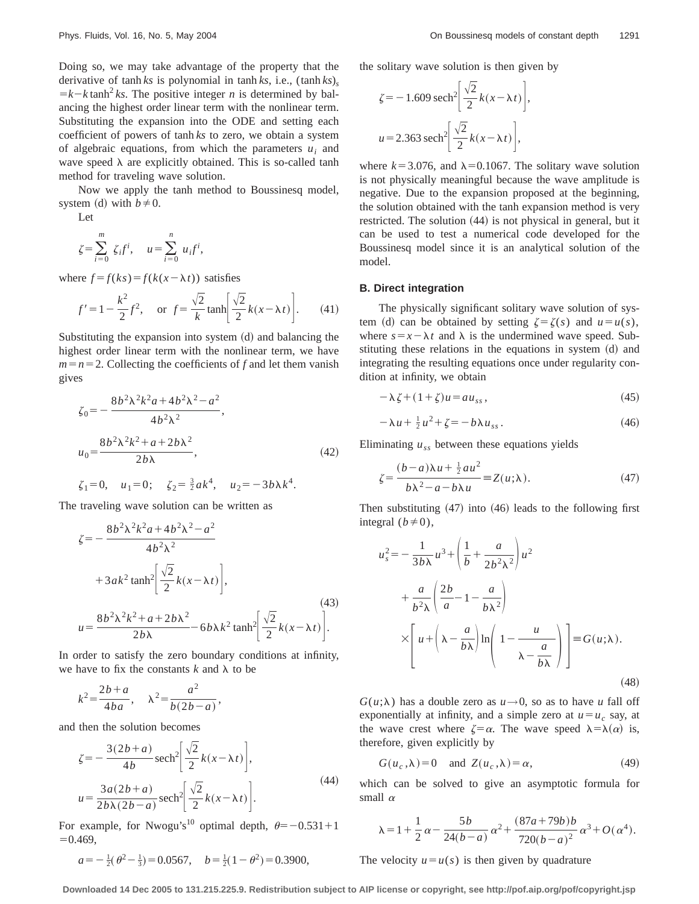Doing so, we may take advantage of the property that the derivative of $\tanh ks$ is polynomial in $\tanh ks$, i.e., $(\tanh ks)_s = k - k\tanh^2 ks$. The positive integer $n$ is determined by balancing the highest order linear term with the nonlinear term. Substituting the expansion into the ODE and setting each coefficient of powers of $\tanh ks$ to zero, we obtain a system of algebraic equations, from which the parameters $u_i$ and wave speed $\lambda$ are explicitly obtained. This is so-called tanh method for traveling wave solution.

Now we apply the tanh method to Boussinesq model, system (d) with $b \neq 0$.

Let

$$\zeta = \sum_{i=0}^{m} \zeta_i f^i, \quad u = \sum_{i=0}^{n} u_i f^i,$$

where $f = f(ks) = f(k(x-\lambda t))$ satisfies

$$f' = 1 - \frac{k^2}{2} f^2, \quad \text{or} \quad f = \frac{\sqrt{2}}{k} \tanh\left[\frac{\sqrt{2}}{2} k(x-\lambda t)\right]. \tag{41}$$

Substituting the expansion into system (d) and balancing the highest order linear term with the nonlinear term, we have $m = n = 2$. Collecting the coefficients of $f$ and let them vanish gives

$$\begin{aligned}
\zeta_0 &= -\frac{8b^2\lambda^2k^2a + 4b^2\lambda^2 - a^2}{4b^2\lambda^2}, \\
u_0 &= \frac{8b^2\lambda^2k^2 + a + 2b\lambda^2}{2b\lambda}, \\
\zeta_1 &= 0, \quad u_1 = 0; \quad \zeta_2 = \tfrac{3}{2}ak^4, \quad u_2 = -3b\lambda k^4.
\end{aligned} \tag{42}$$

The traveling wave solution can be written as

$$\begin{aligned}
\zeta &= -\frac{8b^2\lambda^2k^2a + 4b^2\lambda^2 - a^2}{4b^2\lambda^2} + 3ak^2 \tanh^2\left[\frac{\sqrt{2}}{2}k(x-\lambda t)\right], \\
u &= \frac{8b^2\lambda^2k^2 + a + 2b\lambda^2}{2b\lambda} - 6b\lambda k^2 \tanh^2\left[\frac{\sqrt{2}}{2}k(x-\lambda t)\right].
\end{aligned} \tag{43}$$

In order to satisfy the zero boundary conditions at infinity, we have to fix the constants $k$ and $\lambda$ to be

$$k^2 = \frac{2b+a}{4ba}, \quad \lambda^2 = \frac{a^2}{b(2b-a)},$$

and then the solution becomes

$$\begin{aligned}
\zeta &= -\frac{3(2b+a)}{4b} \operatorname{sech}^2\left[\frac{\sqrt{2}}{2}k(x-\lambda t)\right], \\
u &= \frac{3a(2b+a)}{2b\lambda(2b-a)} \operatorname{sech}^2\left[\frac{\sqrt{2}}{2}k(x-\lambda t)\right].
\end{aligned} \tag{44}$$

For example, for Nwogu's[10] optimal depth, $\theta = -0.531 + 1 = 0.469$,

$$a = -\tfrac{1}{2}\left(\theta^2 - \tfrac{1}{3}\right) = 0.0567, \quad b = \tfrac{1}{2}(1-\theta^2) = 0.3900,$$

the solitary wave solution is then given by

$$\begin{aligned}
\zeta &= -1.609 \operatorname{sech}^2\left[\frac{\sqrt{2}}{2}k(x-\lambda t)\right], \\
u &= 2.363 \operatorname{sech}^2\left[\frac{\sqrt{2}}{2}k(x-\lambda t)\right],
\end{aligned}$$

where $k = 3.076$, and $\lambda = 0.1067$. The solitary wave solution is not physically meaningful because the wave amplitude is negative. Due to the expansion proposed at the beginning, the solution obtained with the tanh expansion method is very restricted. The solution (44) is not physical in general, but it can be used to test a numerical code developed for the Boussinesq model since it is an analytical solution of the model.

### B. Direct integration

The physically significant solitary wave solution of system (d) can be obtained by setting $\zeta = \zeta(s)$ and $u = u(s)$, where $s = x - \lambda t$ and $\lambda$ is the undermined wave speed. Substituting these relations in the equations in system (d) and integrating the resulting equations once under regularity condition at infinity, we obtain

$$-\lambda\zeta + (1+\zeta)u = au_{ss}, \tag{45}$$

$$-\lambda u + \tfrac{1}{2}u^2 + \zeta = -b\lambda u_{ss}. \tag{46}$$

Eliminating $u_{ss}$ between these equations yields

$$\zeta = \frac{(b-a)\lambda u + \frac{1}{2}au^2}{b\lambda^2 - a - b\lambda u} \equiv Z(u;\lambda). \tag{47}$$

Then substituting (47) into (46) leads to the following first integral ($b \neq 0$),

$$\begin{aligned}
u_s^2 = &-\frac{1}{3b\lambda}u^3 + \left(\frac{1}{b} + \frac{a}{2b^2\lambda^2}\right)u^2 \\
&+ \frac{a}{b^2\lambda}\left(\frac{2b}{a} - 1 - \frac{a}{b\lambda^2}\right) \\
&\times \left[u + \left(\lambda - \frac{a}{b\lambda}\right)\ln\left(1 - \frac{u}{\lambda - \frac{a}{b\lambda}}\right)\right] \equiv G(u;\lambda).
\end{aligned} \tag{48}$$

$G(u;\lambda)$ has a double zero as $u \to 0$, so as to have $u$ fall off exponentially at infinity, and a simple zero at $u = u_c$ say, at the wave crest where $\zeta = \alpha$. The wave speed $\lambda = \lambda(\alpha)$ is, therefore, given explicitly by

$$G(u_c, \lambda) = 0 \quad \text{and} \quad Z(u_c, \lambda) = \alpha, \tag{49}$$

which can be solved to give an asymptotic formula for small $\alpha$

$$\lambda = 1 + \frac{1}{2}\alpha - \frac{5b}{24(b-a)}\alpha^2 + \frac{(87a+79b)b}{720(b-a)^2}\alpha^3 + O(\alpha^4).$$

The velocity $u = u(s)$ is then given by quadrature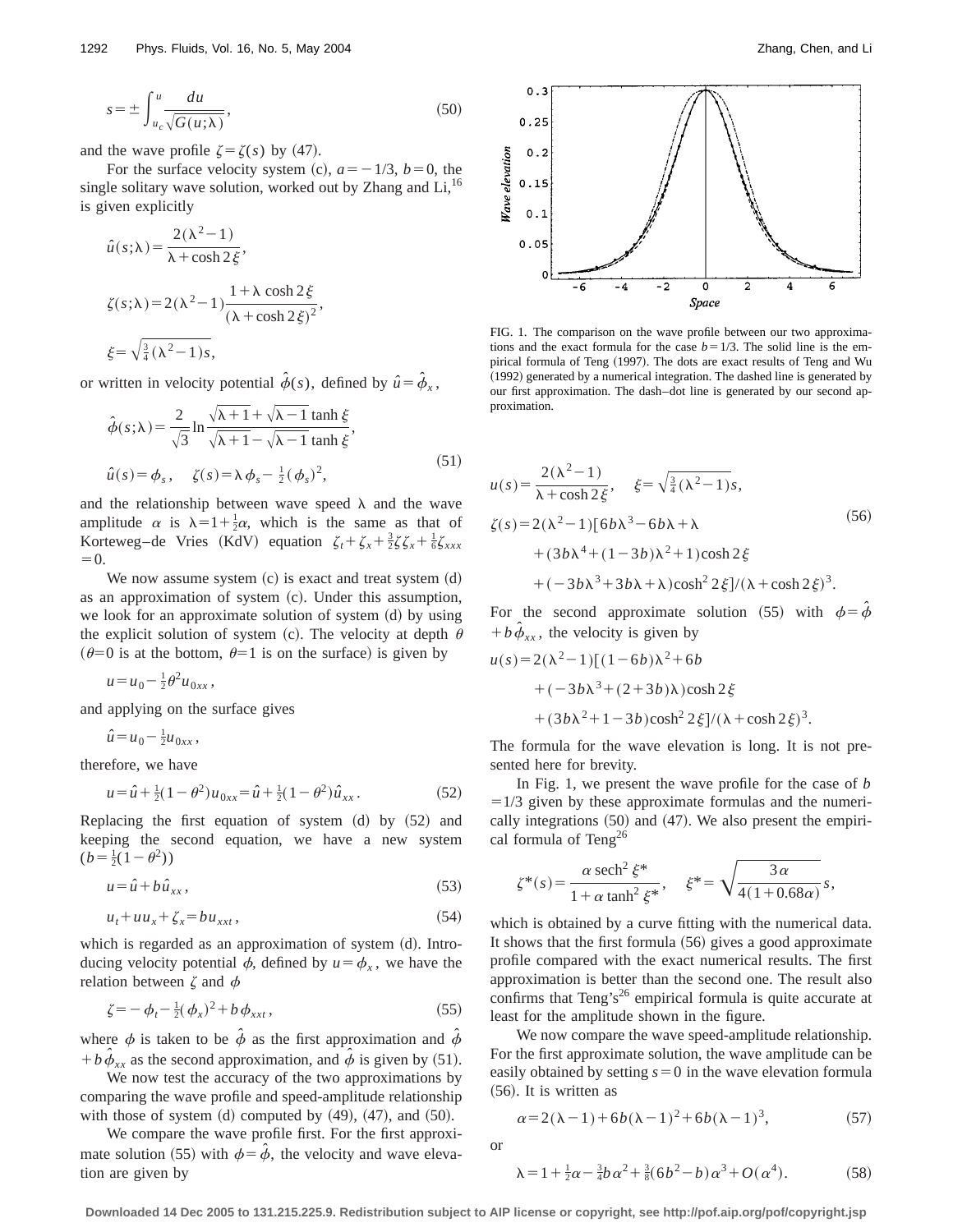$$s = \pm \int_{u_c}^{u} \frac{du}{\sqrt{G(u;\lambda)}}, \tag{50}$$

and the wave profile $\zeta = \zeta(s)$ by (47).

For the surface velocity system (c), $a = -1/3$, $b = 0$, the single solitary wave solution, worked out by Zhang and Li,[16] is given explicitly

$$\hat{u}(s;\lambda) = \frac{2(\lambda^2 - 1)}{\lambda + \cosh 2\xi},$$

$$\zeta(s;\lambda) = 2(\lambda^2 - 1)\frac{1 + \lambda \cosh 2\xi}{(\lambda + \cosh 2\xi)^2},$$

$$\xi = \sqrt{\tfrac{3}{4}(\lambda^2 - 1)}s,$$

or written in velocity potential $\hat{\phi}(s)$, defined by $\hat{u} = \hat{\phi}_x$,

$$\hat{\phi}(s;\lambda) = \frac{2}{\sqrt{3}} \ln \frac{\sqrt{\lambda + 1} + \sqrt{\lambda - 1}\tanh \xi}{\sqrt{\lambda + 1} - \sqrt{\lambda - 1}\tanh \xi},$$

$$\hat{u}(s) = \phi_s, \quad \zeta(s) = \lambda \phi_s - \tfrac{1}{2}(\phi_s)^2, \tag{51}$$

and the relationship between wave speed $\lambda$ and the wave amplitude $\alpha$ is $\lambda = 1 + \frac{1}{2}\alpha$, which is the same as that of Korteweg–de Vries (KdV) equation $\zeta_t + \zeta_x + \frac{3}{2}\zeta\zeta_x + \frac{1}{6}\zeta_{xxx} = 0$.

We now assume system (c) is exact and treat system (d) as an approximation of system (c). Under this assumption, we look for an approximate solution of system (d) by using the explicit solution of system (c). The velocity at depth $\theta$ ($\theta = 0$ is at the bottom, $\theta = 1$ is on the surface) is given by

$$u = u_0 - \tfrac{1}{2}\theta^2 u_{0xx},$$

and applying on the surface gives

$$\hat{u} = u_0 - \tfrac{1}{2}u_{0xx},$$

therefore, we have

$$u = \hat{u} + \tfrac{1}{2}(1 - \theta^2)u_{0xx} = \hat{u} + \tfrac{1}{2}(1 - \theta^2)\hat{u}_{xx}. \tag{52}$$

Replacing the first equation of system (d) by (52) and keeping the second equation, we have a new system ($b = \frac{1}{2}(1 - \theta^2)$)

$$u = \hat{u} + b\hat{u}_{xx}, \tag{53}$$

$$u_t + uu_x + \zeta_x = bu_{xxt}, \tag{54}$$

which is regarded as an approximation of system (d). Introducing velocity potential $\phi$, defined by $u = \phi_x$, we have the relation between $\zeta$ and $\phi$

$$\zeta = -\phi_t - \tfrac{1}{2}(\phi_x)^2 + b\phi_{xxt}, \tag{55}$$

where $\phi$ is taken to be $\hat{\phi}$ as the first approximation and $\hat{\phi} + b\hat{\phi}_{xx}$ as the second approximation, and $\hat{\phi}$ is given by (51).

We now test the accuracy of the two approximations by comparing the wave profile and speed-amplitude relationship with those of system (d) computed by (49), (47), and (50).

We compare the wave profile first. For the first approximate solution (55) with $\phi = \hat{\phi}$, the velocity and wave elevation are given by

FIG. 1. The comparison on the wave profile between our two approximations and the exact formula for the case $b = 1/3$. The solid line is the empirical formula of Teng (1997). The dots are exact results of Teng and Wu (1992) generated by a numerical integration. The dashed line is generated by our first approximation. The dash–dot line is generated by our second approximation.

$$u(s) = \frac{2(\lambda^2 - 1)}{\lambda + \cosh 2\xi}, \quad \xi = \sqrt{\tfrac{3}{4}(\lambda^2 - 1)}s,$$

$$\begin{aligned} \zeta(s) = 2(\lambda^2 - 1)[&6b\lambda^3 - 6b\lambda + \lambda \\ &+ (3b\lambda^4 + (1 - 3b)\lambda^2 + 1)\cosh 2\xi \\ &+ (-3b\lambda^3 + 3b\lambda + \lambda)\cosh^2 2\xi]/(\lambda + \cosh 2\xi)^3. \end{aligned} \tag{56}$$

For the second approximate solution (55) with $\phi = \hat{\phi} + b\hat{\phi}_{xx}$, the velocity is given by

$$\begin{aligned} u(s) = 2(\lambda^2 - 1)[&(1 - 6b)\lambda^2 + 6b \\ &+ (-3b\lambda^3 + (2 + 3b)\lambda)\cosh 2\xi \\ &+ (3b\lambda^2 + 1 - 3b)\cosh^2 2\xi]/(\lambda + \cosh 2\xi)^3. \end{aligned}$$

The formula for the wave elevation is long. It is not presented here for brevity.

In Fig. 1, we present the wave profile for the case of $b = 1/3$ given by these approximate formulas and the numerically integrations (50) and (47). We also present the empirical formula of Teng[26]

$$\zeta^*(s) = \frac{\alpha \,\text{sech}^2 \xi^*}{1 + \alpha \tanh^2 \xi^*}, \quad \xi^* = \sqrt{\frac{3\alpha}{4(1 + 0.68\alpha)}}s,$$

which is obtained by a curve fitting with the numerical data. It shows that the first formula (56) gives a good approximate profile compared with the exact numerical results. The first approximation is better than the second one. The result also confirms that Teng's[26] empirical formula is quite accurate at least for the amplitude shown in the figure.

We now compare the wave speed-amplitude relationship. For the first approximate solution, the wave amplitude can be easily obtained by setting $s = 0$ in the wave elevation formula (56). It is written as

$$\alpha = 2(\lambda - 1) + 6b(\lambda - 1)^2 + 6b(\lambda - 1)^3, \tag{57}$$

or

$$\lambda = 1 + \tfrac{1}{2}\alpha - \tfrac{3}{4}b\alpha^2 + \tfrac{3}{8}(6b^2 - b)\alpha^3 + O(\alpha^4). \tag{58}$$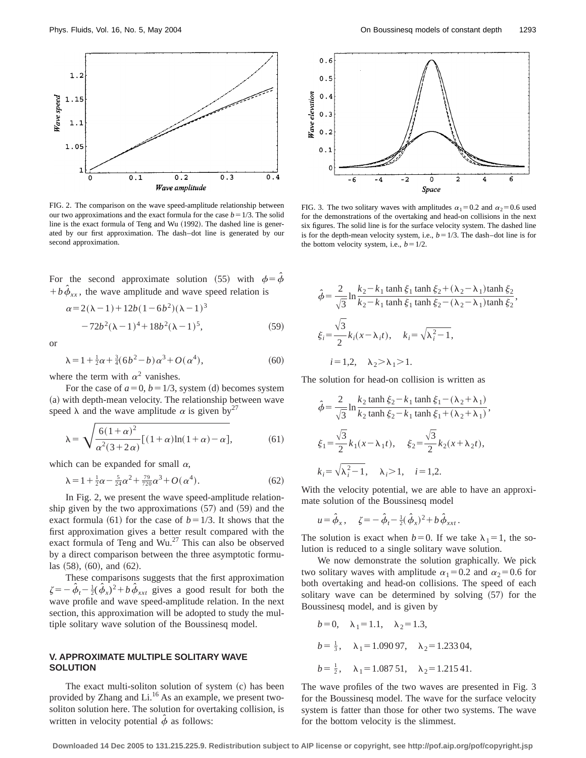FIG. 2. The comparison on the wave speed-amplitude relationship between our two approximations and the exact formula for the case $b=1/3$. The solid line is the exact formula of Teng and Wu (1992). The dashed line is generated by our first approximation. The dash–dot line is generated by our second approximation.

FIG. 3. The two solitary waves with amplitudes $\alpha_1=0.2$ and $\alpha_2=0.6$ used for the demonstrations of the overtaking and head-on collisions in the next six figures. The solid line is for the surface velocity system. The dashed line is for the depth-mean velocity system, i.e., $b=1/3$. The dash–dot line is for the bottom velocity system, i.e., $b=1/2$.

For the second approximate solution (55) with $\phi=\hat{\phi}+b\hat{\phi}_{xx}$, the wave amplitude and wave speed relation is

$$\alpha=2(\lambda-1)+12b(1-6b^2)(\lambda-1)^3 -72b^2(\lambda-1)^4+18b^2(\lambda-1)^5, \tag{59}$$

or

$$\lambda=1+\tfrac{1}{2}\alpha+\tfrac{3}{4}(6b^2-b)\alpha^3+O(\alpha^4), \tag{60}$$

where the term with $\alpha^2$ vanishes.

For the case of $a=0$, $b=1/3$, system (d) becomes system (a) with depth-mean velocity. The relationship between wave speed $\lambda$ and the wave amplitude $\alpha$ is given by[27]

$$\lambda=\sqrt{\frac{6(1+\alpha)^2}{\alpha^2(3+2\alpha)}[(1+\alpha)\ln(1+\alpha)-\alpha]}, \tag{61}$$

which can be expanded for small $\alpha$,

$$\lambda=1+\tfrac{1}{2}\alpha-\tfrac{5}{24}\alpha^2+\tfrac{79}{720}\alpha^3+O(\alpha^4). \tag{62}$$

In Fig. 2, we present the wave speed-amplitude relationship given by the two approximations (57) and (59) and the exact formula (61) for the case of $b=1/3$. It shows that the first approximation gives a better result compared with the exact formula of Teng and Wu.[27] This can also be observed by a direct comparison between the three asymptotic formulas (58), (60), and (62).

These comparisons suggests that the first approximation $\zeta=-\hat{\phi}_t-\frac{1}{2}(\hat{\phi}_x)^2+b\hat{\phi}_{xxt}$ gives a good result for both the wave profile and wave speed-amplitude relation. In the next section, this approximation will be adopted to study the multiple solitary wave solution of the Boussinesq model.

## V. APPROXIMATE MULTIPLE SOLITARY WAVE SOLUTION

The exact multi-soliton solution of system (c) has been provided by Zhang and Li.[16] As an example, we present two-soliton solution here. The solution for overtaking collision, is written in velocity potential $\hat{\phi}$ as follows:

$$\hat{\phi}=\frac{2}{\sqrt{3}}\ln\frac{k_2-k_1\tanh\xi_1\tanh\xi_2+(\lambda_2-\lambda_1)\tanh\xi_2}{k_2-k_1\tanh\xi_1\tanh\xi_2-(\lambda_2-\lambda_1)\tanh\xi_2},$$

$$\xi_i=\frac{\sqrt{3}}{2}k_i(x-\lambda_i t),\quad k_i=\sqrt{\lambda_i^2-1},$$

$$i=1,2,\quad \lambda_2>\lambda_1>1.$$

The solution for head-on collision is written as

$$\hat{\phi}=\frac{2}{\sqrt{3}}\ln\frac{k_2\tanh\xi_2-k_1\tanh\xi_1-(\lambda_2+\lambda_1)}{k_2\tanh\xi_2-k_1\tanh\xi_1+(\lambda_2+\lambda_1)},$$

$$\xi_1=\frac{\sqrt{3}}{2}k_1(x-\lambda_1 t),\quad \xi_2=\frac{\sqrt{3}}{2}k_2(x+\lambda_2 t),$$

$$k_i=\sqrt{\lambda_i^2-1},\quad \lambda_i>1,\quad i=1,2.$$

With the velocity potential, we are able to have an approximate solution of the Boussinesq model

$$u=\hat{\phi}_x,\quad \zeta=-\hat{\phi}_t-\tfrac{1}{2}(\hat{\phi}_x)^2+b\hat{\phi}_{xxt}.$$

The solution is exact when $b=0$. If we take $\lambda_1=1$, the solution is reduced to a single solitary wave solution.

We now demonstrate the solution graphically. We pick two solitary waves with amplitude $\alpha_1=0.2$ and $\alpha_2=0.6$ for both overtaking and head-on collisions. The speed of each solitary wave can be determined by solving (57) for the Boussinesq model, and is given by

$$b=0,\quad \lambda_1=1.1,\quad \lambda_2=1.3,$$

$$b=\tfrac{1}{3},\quad \lambda_1=1.090\,97,\quad \lambda_2=1.233\,04,$$

$$b=\tfrac{1}{2},\quad \lambda_1=1.087\,51,\quad \lambda_2=1.215\,41.$$

The wave profiles of the two waves are presented in Fig. 3 for the Boussinesq model. The wave for the surface velocity system is fatter than those for other two systems. The wave for the bottom velocity is the slimmest.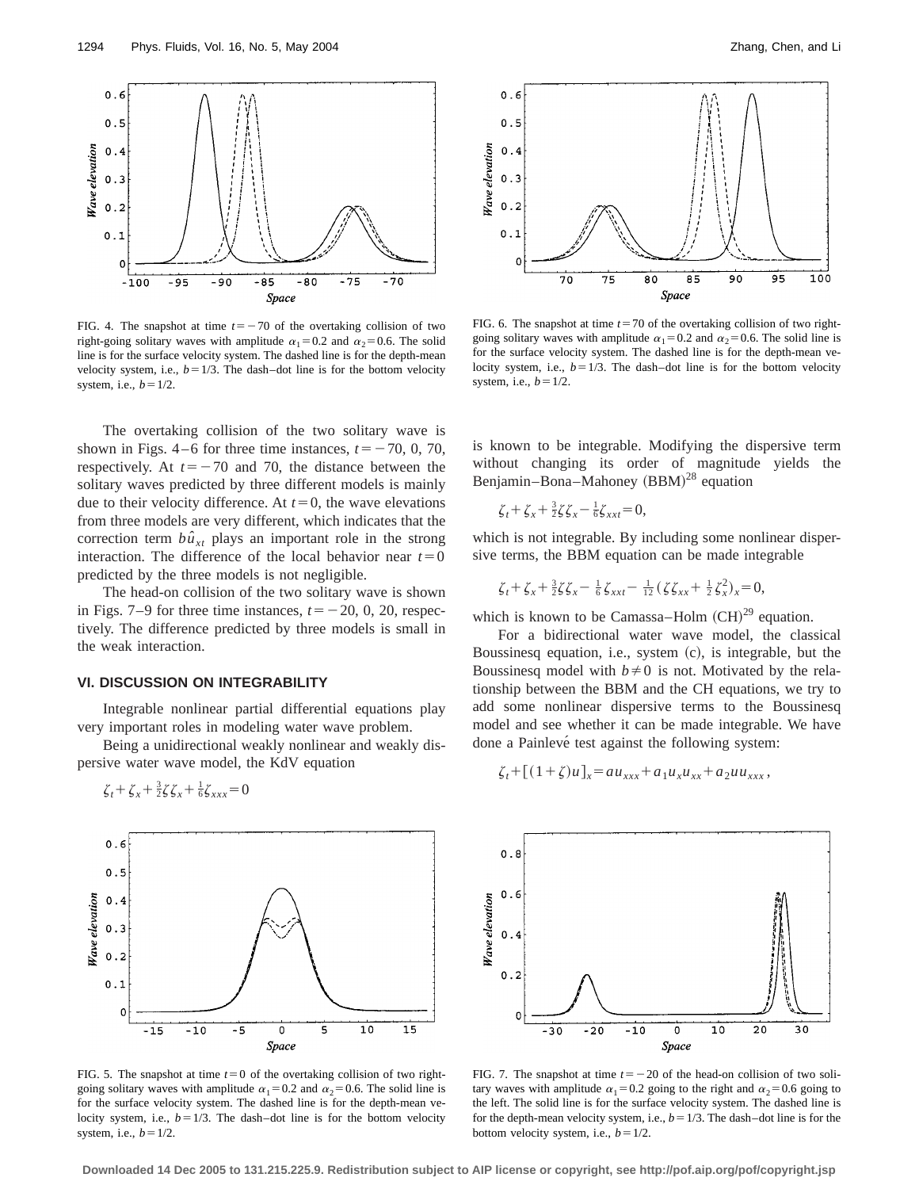FIG. 4. The snapshot at time $t=-70$ of the overtaking collision of two right-going solitary waves with amplitude $\alpha_1=0.2$ and $\alpha_2=0.6$. The solid line is for the surface velocity system. The dashed line is for the depth-mean velocity system, i.e., $b=1/3$. The dash–dot line is for the bottom velocity system, i.e., $b=1/2$.

FIG. 6. The snapshot at time $t=70$ of the overtaking collision of two right-going solitary waves with amplitude $\alpha_1=0.2$ and $\alpha_2=0.6$. The solid line is for the surface velocity system. The dashed line is for the depth-mean velocity system, i.e., $b=1/3$. The dash–dot line is for the bottom velocity system, i.e., $b=1/2$.

The overtaking collision of the two solitary wave is shown in Figs. 4–6 for three time instances, $t=-70$, 0, 70, respectively. At $t=-70$ and 70, the distance between the solitary waves predicted by three different models is mainly due to their velocity difference. At $t=0$, the wave elevations from three models are very different, which indicates that the correction term $b\hat{u}_{xt}$ plays an important role in the strong interaction. The difference of the local behavior near $t=0$ predicted by the three models is not negligible.

The head-on collision of the two solitary wave is shown in Figs. 7–9 for three time instances, $t=-20$, 0, 20, respectively. The difference predicted by three models is small in the weak interaction.

### VI. DISCUSSION ON INTEGRABILITY

Integrable nonlinear partial differential equations play very important roles in modeling water wave problem.

Being a unidirectional weakly nonlinear and weakly dispersive water wave model, the KdV equation

$$\zeta_t+\zeta_x+\tfrac{3}{2}\zeta\zeta_x+\tfrac{1}{6}\zeta_{xxx}=0$$

is known to be integrable. Modifying the dispersive term without changing its order of magnitude yields the Benjamin–Bona–Mahoney (BBM)[28] equation

$$\zeta_t+\zeta_x+\tfrac{3}{2}\zeta\zeta_x-\tfrac{1}{6}\zeta_{xxt}=0,$$

which is not integrable. By including some nonlinear dispersive terms, the BBM equation can be made integrable

$$\zeta_t+\zeta_x+\tfrac{3}{2}\zeta\zeta_x-\tfrac{1}{6}\zeta_{xxt}-\tfrac{1}{12}(\zeta\zeta_{xx}+\tfrac{1}{2}\zeta_x^2)_x=0,$$

which is known to be Camassa–Holm (CH)[29] equation.

For a bidirectional water wave model, the classical Boussinesq equation, i.e., system (c), is integrable, but the Boussinesq model with $b\neq 0$ is not. Motivated by the relationship between the BBM and the CH equations, we try to add some nonlinear dispersive terms to the Boussinesq model and see whether it can be made integrable. We have done a Painlevé test against the following system:

$$\zeta_t+[(1+\zeta)u]_x=au_{xxx}+a_1u_xu_{xx}+a_2uu_{xxx},$$

FIG. 5. The snapshot at time $t=0$ of the overtaking collision of two right-going solitary waves with amplitude $\alpha_1=0.2$ and $\alpha_2=0.6$. The solid line is for the surface velocity system. The dashed line is for the depth-mean velocity system, i.e., $b=1/3$. The dash–dot line is for the bottom velocity system, i.e., $b=1/2$.

FIG. 7. The snapshot at time $t=-20$ of the head-on collision of two solitary waves with amplitude $\alpha_1=0.2$ going to the right and $\alpha_2=0.6$ going to the left. The solid line is for the surface velocity system. The dashed line is for the depth-mean velocity system, i.e., $b=1/3$. The dash–dot line is for the bottom velocity system, i.e., $b=1/2$.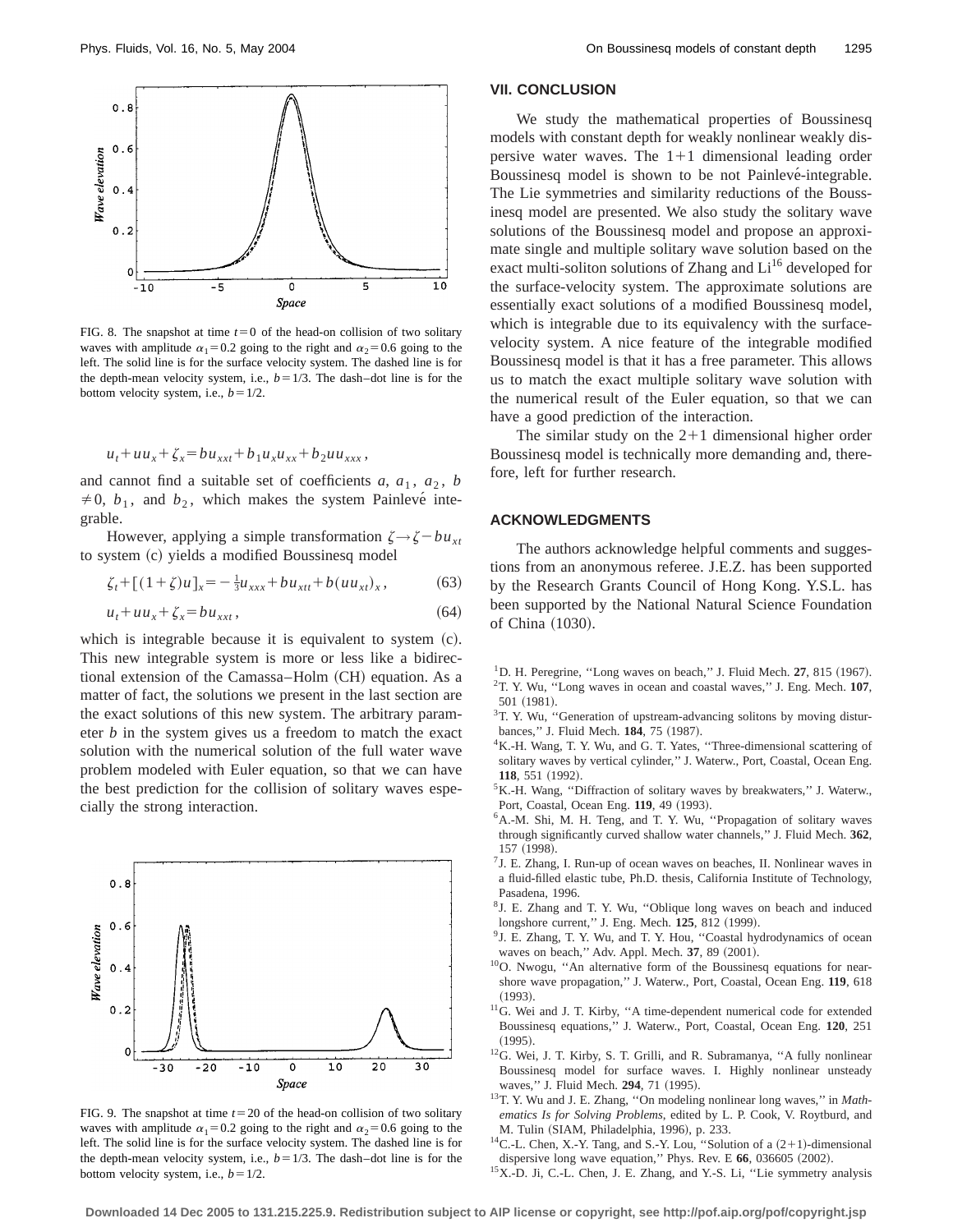FIG. 8. The snapshot at time $t=0$ of the head-on collision of two solitary waves with amplitude $\alpha_1=0.2$ going to the right and $\alpha_2=0.6$ going to the left. The solid line is for the surface velocity system. The dashed line is for the depth-mean velocity system, i.e., $b=1/3$. The dash–dot line is for the bottom velocity system, i.e., $b=1/2$.

$$u_t+uu_x+\zeta_x=bu_{xxt}+b_1u_xu_{xx}+b_2uu_{xxx},$$

and cannot find a suitable set of coefficients $a$, $a_1$, $a_2$, $b\neq 0$, $b_1$, and $b_2$, which makes the system Painlevé integrable.

However, applying a simple transformation $\zeta\rightarrow\zeta-bu_{xt}$ to system (c) yields a modified Boussinesq model

$$\zeta_t+[(1+\zeta)u]_x=-\tfrac{1}{3}u_{xxx}+bu_{xtt}+b(uu_{xt})_x, \tag{63}$$

$$u_t+uu_x+\zeta_x=bu_{xxt}, \tag{64}$$

which is integrable because it is equivalent to system (c). This new integrable system is more or less like a bidirectional extension of the Camassa–Holm (CH) equation. As a matter of fact, the solutions we present in the last section are the exact solutions of this new system. The arbitrary parameter $b$ in the system gives us a freedom to match the exact solution with the numerical solution of the full water wave problem modeled with Euler equation, so that we can have the best prediction for the collision of solitary waves especially the strong interaction.

FIG. 9. The snapshot at time $t=20$ of the head-on collision of two solitary waves with amplitude $\alpha_1=0.2$ going to the right and $\alpha_2=0.6$ going to the left. The solid line is for the surface velocity system. The dashed line is for the depth-mean velocity system, i.e., $b=1/3$. The dash–dot line is for the bottom velocity system, i.e., $b=1/2$.

## VII. CONCLUSION

We study the mathematical properties of Boussinesq models with constant depth for weakly nonlinear weakly dispersive water waves. The 1+1 dimensional leading order Boussinesq model is shown to be not Painlevé-integrable. The Lie symmetries and similarity reductions of the Boussinesq model are presented. We also study the solitary wave solutions of the Boussinesq model and propose an approximate single and multiple solitary wave solution based on the exact multi-soliton solutions of Zhang and Li[16] developed for the surface-velocity system. The approximate solutions are essentially exact solutions of a modified Boussinesq model, which is integrable due to its equivalency with the surface-velocity system. A nice feature of the integrable modified Boussinesq model is that it has a free parameter. This allows us to match the exact multiple solitary wave solution with the numerical result of the Euler equation, so that we can have a good prediction of the interaction.

The similar study on the 2+1 dimensional higher order Boussinesq model is technically more demanding and, therefore, left for further research.

## ACKNOWLEDGMENTS

The authors acknowledge helpful comments and suggestions from an anonymous referee. J.E.Z. has been supported by the Research Grants Council of Hong Kong. Y.S.L. has been supported by the National Natural Science Foundation of China (1030).

[1] D. H. Peregrine, "Long waves on beach," J. Fluid Mech. **27**, 815 (1967).
[2] T. Y. Wu, "Long waves in ocean and coastal waves," J. Eng. Mech. **107**, 501 (1981).
[3] T. Y. Wu, "Generation of upstream-advancing solitons by moving disturbances," J. Fluid Mech. **184**, 75 (1987).
[4] K.-H. Wang, T. Y. Wu, and G. T. Yates, "Three-dimensional scattering of solitary waves by vertical cylinder," J. Waterw., Port, Coastal, Ocean Eng. **118**, 551 (1992).
[5] K.-H. Wang, "Diffraction of solitary waves by breakwaters," J. Waterw., Port, Coastal, Ocean Eng. **119**, 49 (1993).
[6] A.-M. Shi, M. H. Teng, and T. Y. Wu, "Propagation of solitary waves through significantly curved shallow water channels," J. Fluid Mech. **362**, 157 (1998).
[7] J. E. Zhang, I. Run-up of ocean waves on beaches, II. Nonlinear waves in a fluid-filled elastic tube, Ph.D. thesis, California Institute of Technology, Pasadena, 1996.
[8] J. E. Zhang and T. Y. Wu, "Oblique long waves on beach and induced longshore current," J. Eng. Mech. **125**, 812 (1999).
[9] J. E. Zhang, T. Y. Wu, and T. Y. Hou, "Coastal hydrodynamics of ocean waves on beach," Adv. Appl. Mech. **37**, 89 (2001).
[10] O. Nwogu, "An alternative form of the Boussinesq equations for near-shore wave propagation," J. Waterw., Port, Coastal, Ocean Eng. **119**, 618 (1993).
[11] G. Wei and J. T. Kirby, "A time-dependent numerical code for extended Boussinesq equations," J. Waterw., Port, Coastal, Ocean Eng. **120**, 251 (1995).
[12] G. Wei, J. T. Kirby, S. T. Grilli, and R. Subramanya, "A fully nonlinear Boussinesq model for surface waves. I. Highly nonlinear unsteady waves," J. Fluid Mech. **294**, 71 (1995).
[13] T. Y. Wu and J. E. Zhang, "On modeling nonlinear long waves," in *Mathematics Is for Solving Problems*, edited by L. P. Cook, V. Roytburd, and M. Tulin (SIAM, Philadelphia, 1996), p. 233.
[14] C.-L. Chen, X.-Y. Tang, and S.-Y. Lou, "Solution of a (2+1)-dimensional dispersive long wave equation," Phys. Rev. E **66**, 036605 (2002).
[15] X.-D. Ji, C.-L. Chen, J. E. Zhang, and Y.-S. Li, "Lie symmetry analysis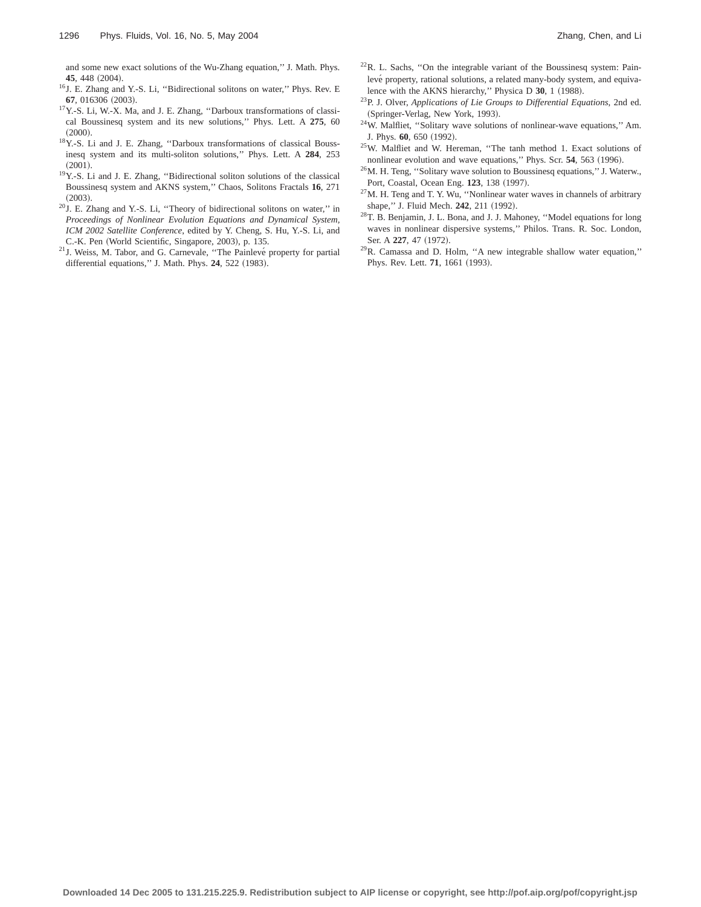and some new exact solutions of the Wu-Zhang equation,'' J. Math. Phys. **45**, 448 (2004).

[16] J. E. Zhang and Y.-S. Li, ''Bidirectional solitons on water,'' Phys. Rev. E **67**, 016306 (2003).

[17] Y.-S. Li, W.-X. Ma, and J. E. Zhang, ''Darboux transformations of classical Boussinesq system and its new solutions,'' Phys. Lett. A **275**, 60 (2000).

[18] Y.-S. Li and J. E. Zhang, ''Darboux transformations of classical Boussinesq system and its multi-soliton solutions,'' Phys. Lett. A **284**, 253 (2001).

[19] Y.-S. Li and J. E. Zhang, ''Bidirectional soliton solutions of the classical Boussinesq system and AKNS system,'' Chaos, Solitons Fractals **16**, 271 (2003).

[20] J. E. Zhang and Y.-S. Li, ''Theory of bidirectional solitons on water,'' in *Proceedings of Nonlinear Evolution Equations and Dynamical System, ICM 2002 Satellite Conference*, edited by Y. Cheng, S. Hu, Y.-S. Li, and C.-K. Pen (World Scientific, Singapore, 2003), p. 135.

[21] J. Weiss, M. Tabor, and G. Carnevale, ''The Painlevé property for partial differential equations,'' J. Math. Phys. **24**, 522 (1983).

[22] R. L. Sachs, ''On the integrable variant of the Boussinesq system: Painlevé property, rational solutions, a related many-body system, and equivalence with the AKNS hierarchy,'' Physica D **30**, 1 (1988).

[23] P. J. Olver, *Applications of Lie Groups to Differential Equations*, 2nd ed. (Springer-Verlag, New York, 1993).

[24] W. Malfliet, ''Solitary wave solutions of nonlinear-wave equations,'' Am. J. Phys. **60**, 650 (1992).

[25] W. Malfliet and W. Hereman, ''The tanh method 1. Exact solutions of nonlinear evolution and wave equations,'' Phys. Scr. **54**, 563 (1996).

[26] M. H. Teng, ''Solitary wave solution to Boussinesq equations,'' J. Waterw., Port, Coastal, Ocean Eng. **123**, 138 (1997).

[27] M. H. Teng and T. Y. Wu, ''Nonlinear water waves in channels of arbitrary shape,'' J. Fluid Mech. **242**, 211 (1992).

[28] T. B. Benjamin, J. L. Bona, and J. J. Mahoney, ''Model equations for long waves in nonlinear dispersive systems,'' Philos. Trans. R. Soc. London, Ser. A **227**, 47 (1972).

[29] R. Camassa and D. Holm, ''A new integrable shallow water equation,'' Phys. Rev. Lett. **71**, 1661 (1993).